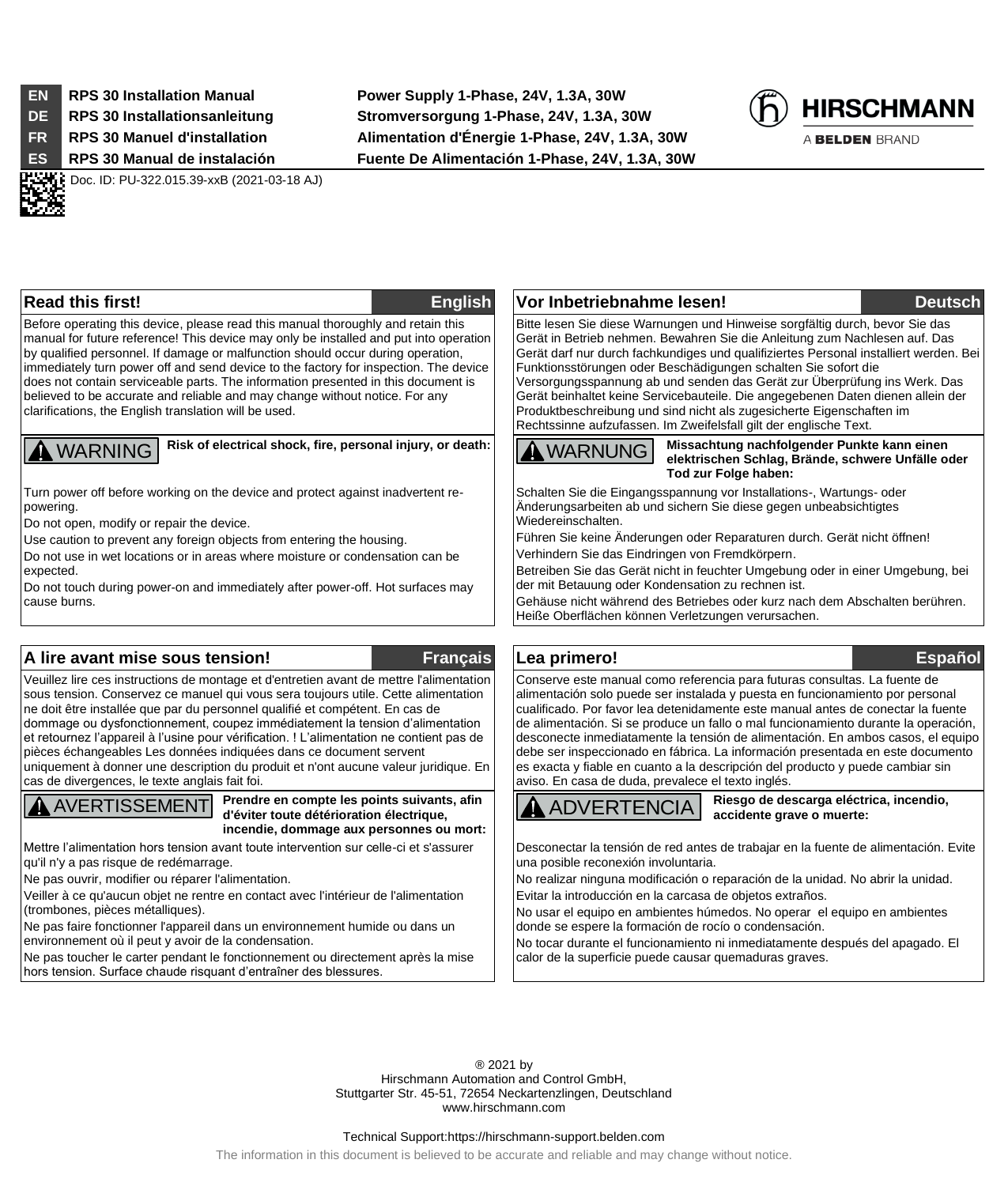| | | |
|---|---|---|
| **EN** | **RPS 30 Installation Manual** | **Power Supply 1-Phase, 24V, 1.3A, 30W** |
| **DE** | **RPS 30 Installationsanleitung** | **Stromversorgung 1-Phase, 24V, 1.3A, 30W** |
| **FR** | **RPS 30 Manuel d'installation** | **Alimentation d'Énergie 1-Phase, 24V, 1.3A, 30W** |
| **ES** | **RPS 30 Manual de instalación** | **Fuente De Alimentación 1-Phase, 24V, 1.3A, 30W** |

HIRSCHMANN
A BELDEN BRAND

Doc. ID: PU-322.015.39-xxB (2021-03-18 AJ)

## Read this first! — English

Before operating this device, please read this manual thoroughly and retain this manual for future reference! This device may only be installed and put into operation by qualified personnel. If damage or malfunction should occur during operation, immediately turn power off and send device to the factory for inspection. The device does not contain serviceable parts. The information presented in this document is believed to be accurate and reliable and may change without notice. For any clarifications, the English translation will be used.

**⚠ WARNING** **Risk of electrical shock, fire, personal injury, or death:**

Turn power off before working on the device and protect against inadvertent re-powering.

Do not open, modify or repair the device.

Use caution to prevent any foreign objects from entering the housing.

Do not use in wet locations or in areas where moisture or condensation can be expected.

Do not touch during power-on and immediately after power-off. Hot surfaces may cause burns.

## Vor Inbetriebnahme lesen! — Deutsch

Bitte lesen Sie diese Warnungen und Hinweise sorgfältig durch, bevor Sie das Gerät in Betrieb nehmen. Bewahren Sie die Anleitung zum Nachlesen auf. Das Gerät darf nur durch fachkundiges und qualifiziertes Personal installiert werden. Bei Funktionsstörungen oder Beschädigungen schalten Sie sofort die Versorgungsspannung ab und senden das Gerät zur Überprüfung ins Werk. Das Gerät beinhaltet keine Servicebauteile. Die angegebenen Daten dienen allein der Produktbeschreibung und sind nicht als zugesicherte Eigenschaften im Rechtssinne aufzufassen. Im Zweifelsfall gilt der englische Text.

**⚠ WARNUNG** **Missachtung nachfolgender Punkte kann einen elektrischen Schlag, Brände, schwere Unfälle oder Tod zur Folge haben:**

Schalten Sie die Eingangsspannung vor Installations-, Wartungs- oder Änderungsarbeiten ab und sichern Sie diese gegen unbeabsichtigtes Wiedereinschalten.

Führen Sie keine Änderungen oder Reparaturen durch. Gerät nicht öffnen!

Verhindern Sie das Eindringen von Fremdkörpern.

Betreiben Sie das Gerät nicht in feuchter Umgebung oder in einer Umgebung, bei der mit Betauung oder Kondensation zu rechnen ist.

Gehäuse nicht während des Betriebes oder kurz nach dem Abschalten berühren. Heiße Oberflächen können Verletzungen verursachen.

## A lire avant mise sous tension! — Français

Veuillez lire ces instructions de montage et d'entretien avant de mettre l'alimentation sous tension. Conservez ce manuel qui vous sera toujours utile. Cette alimentation ne doit être installée que par du personnel qualifié et compétent. En cas de dommage ou dysfonctionnement, coupez immédiatement la tension d'alimentation et retournez l'appareil à l'usine pour vérification. ! L'alimentation ne contient pas de pièces échangeables Les données indiquées dans ce document servent uniquement à donner une description du produit et n'ont aucune valeur juridique. En cas de divergences, le texte anglais fait foi.

**⚠ AVERTISSEMENT** **Prendre en compte les points suivants, afin d'éviter toute détérioration électrique, incendie, dommage aux personnes ou mort:**

Mettre l'alimentation hors tension avant toute intervention sur celle-ci et s'assurer qu'il n'y a pas risque de redémarrage.

Ne pas ouvrir, modifier ou réparer l'alimentation.

Veiller à ce qu'aucun objet ne rentre en contact avec l'intérieur de l'alimentation (trombones, pièces métalliques).

Ne pas faire fonctionner l'appareil dans un environnement humide ou dans un environnement où il peut y avoir de la condensation.

Ne pas toucher le carter pendant le fonctionnement ou directement après la mise hors tension. Surface chaude risquant d'entraîner des blessures.

## Lea primero! — Español

Conserve este manual como referencia para futuras consultas. La fuente de alimentación solo puede ser instalada y puesta en funcionamiento por personal cualificado. Por favor lea detenidamente este manual antes de conectar la fuente de alimentación. Si se produce un fallo o mal funcionamiento durante la operación, desconecte inmediatamente la tensión de alimentación. En ambos casos, el equipo debe ser inspeccionado en fábrica. La información presentada en este documento es exacta y fiable en cuanto a la descripción del producto y puede cambiar sin aviso. En casa de duda, prevalece el texto inglés.

**⚠ ADVERTENCIA** **Riesgo de descarga eléctrica, incendio, accidente grave o muerte:**

Desconectar la tensión de red antes de trabajar en la fuente de alimentación. Evite una posible reconexión involuntaria.

No realizar ninguna modificación o reparación de la unidad. No abrir la unidad.

Evitar la introducción en la carcasa de objetos extraños.

No usar el equipo en ambientes húmedos. No operar el equipo en ambientes donde se espere la formación de rocío o condensación.

No tocar durante el funcionamiento ni inmediatamente después del apagado. El calor de la superficie puede causar quemaduras graves.

® 2021 by
Hirschmann Automation and Control GmbH,
Stuttgarter Str. 45-51, 72654 Neckartenzlingen, Deutschland
www.hirschmann.com

Technical Support:https://hirschmann-support.belden.com

The information in this document is believed to be accurate and reliable and may change without notice.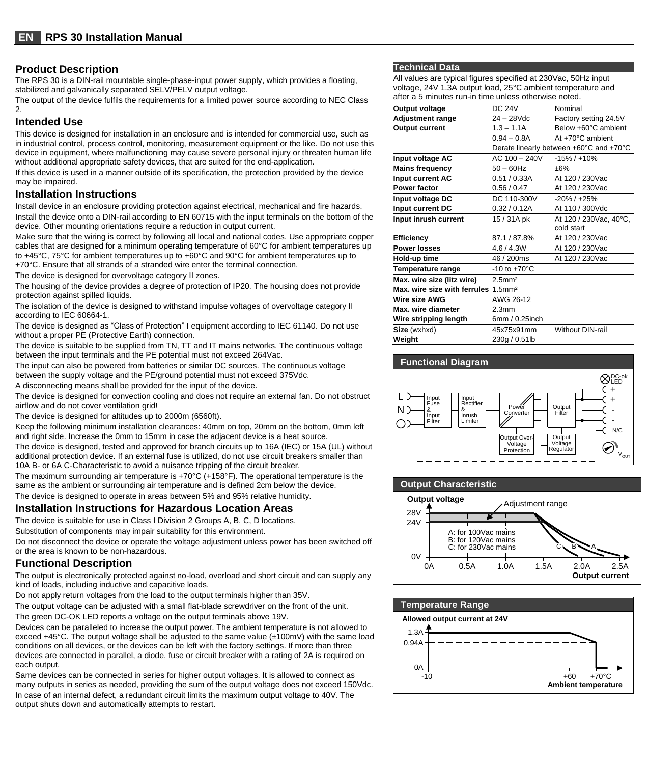# EN RPS 30 Installation Manual

## Product Description

The RPS 30 is a DIN-rail mountable single-phase-input power supply, which provides a floating, stabilized and galvanically separated SELV/PELV output voltage.

The output of the device fulfils the requirements for a limited power source according to NEC Class 2.

## Intended Use

This device is designed for installation in an enclosure and is intended for commercial use, such as in industrial control, process control, monitoring, measurement equipment or the like. Do not use this device in equipment, where malfunctioning may cause severe personal injury or threaten human life without additional appropriate safety devices, that are suited for the end-application.

If this device is used in a manner outside of its specification, the protection provided by the device may be impaired.

## Installation Instructions

Install device in an enclosure providing protection against electrical, mechanical and fire hazards.

Install the device onto a DIN-rail according to EN 60715 with the input terminals on the bottom of the device. Other mounting orientations require a reduction in output current.

Make sure that the wiring is correct by following all local and national codes. Use appropriate copper cables that are designed for a minimum operating temperature of 60°C for ambient temperatures up to +45°C, 75°C for ambient temperatures up to +60°C and 90°C for ambient temperatures up to +70°C. Ensure that all strands of a stranded wire enter the terminal connection.

The device is designed for overvoltage category II zones.

The housing of the device provides a degree of protection of IP20. The housing does not provide protection against spilled liquids.

The isolation of the device is designed to withstand impulse voltages of overvoltage category II according to IEC 60664-1.

The device is designed as “Class of Protection” I equipment according to IEC 61140. Do not use without a proper PE (Protective Earth) connection.

The device is suitable to be supplied from TN, TT and IT mains networks. The continuous voltage between the input terminals and the PE potential must not exceed 264Vac.

The input can also be powered from batteries or similar DC sources. The continuous voltage between the supply voltage and the PE/ground potential must not exceed 375Vdc.

A disconnecting means shall be provided for the input of the device.

The device is designed for convection cooling and does not require an external fan. Do not obstruct airflow and do not cover ventilation grid!

The device is designed for altitudes up to 2000m (6560ft).

Keep the following minimum installation clearances: 40mm on top, 20mm on the bottom, 0mm left and right side. Increase the 0mm to 15mm in case the adjacent device is a heat source.

The device is designed, tested and approved for branch circuits up to 16A (IEC) or 15A (UL) without additional protection device. If an external fuse is utilized, do not use circuit breakers smaller than 10A B- or 6A C-Characteristic to avoid a nuisance tripping of the circuit breaker.

The maximum surrounding air temperature is +70°C (+158°F). The operational temperature is the same as the ambient or surrounding air temperature and is defined 2cm below the device.

The device is designed to operate in areas between 5% and 95% relative humidity.

## Installation Instructions for Hazardous Location Areas

The device is suitable for use in Class I Division 2 Groups A, B, C, D locations.

Substitution of components may impair suitability for this environment.

Do not disconnect the device or operate the voltage adjustment unless power has been switched off or the area is known to be non-hazardous.

## Functional Description

The output is electronically protected against no-load, overload and short circuit and can supply any kind of loads, including inductive and capacitive loads.

Do not apply return voltages from the load to the output terminals higher than 35V.

The output voltage can be adjusted with a small flat-blade screwdriver on the front of the unit.

The green DC-OK LED reports a voltage on the output terminals above 19V.

Devices can be paralleled to increase the output power. The ambient temperature is not allowed to exceed +45°C. The output voltage shall be adjusted to the same value (±100mV) with the same load conditions on all devices, or the devices can be left with the factory settings. If more than three devices are connected in parallel, a diode, fuse or circuit breaker with a rating of 2A is required on each output.

Same devices can be connected in series for higher output voltages. It is allowed to connect as many outputs in series as needed, providing the sum of the output voltage does not exceed 150Vdc.

In case of an internal defect, a redundant circuit limits the maximum output voltage to 40V. The output shuts down and automatically attempts to restart.

## Technical Data

All values are typical figures specified at 230Vac, 50Hz input voltage, 24V 1.3A output load, 25°C ambient temperature and after a 5 minutes run-in time unless otherwise noted.

| | | |
|---|---|---|
| **Output voltage** | DC 24V | Nominal |
| **Adjustment range** | 24 – 28Vdc | Factory setting 24.5V |
| **Output current** | 1.3 – 1.1A | Below +60°C ambient |
| | 0.94 – 0.8A | At +70°C ambient |
| | Derate linearly between +60°C and +70°C | |
| **Input voltage AC** | AC 100 – 240V | -15% / +10% |
| **Mains frequency** | 50 – 60Hz | ±6% |
| **Input current AC** | 0.51 / 0.33A | At 120 / 230Vac |
| **Power factor** | 0.56 / 0.47 | At 120 / 230Vac |
| **Input voltage DC** | DC 110-300V | -20% / +25% |
| **Input current DC** | 0.32 / 0.12A | At 110 / 300Vdc |
| **Input inrush current** | 15 / 31A pk | At 120 / 230Vac, 40°C, cold start |
| **Efficiency** | 87.1 / 87.8% | At 120 / 230Vac |
| **Power losses** | 4.6 / 4.3W | At 120 / 230Vac |
| **Hold-up time** | 46 / 200ms | At 120 / 230Vac |
| **Temperature range** | -10 to +70°C | |
| **Max. wire size (litz wire)** | 2.5mm² | |
| **Max. wire size with ferrules** | 1.5mm² | |
| **Wire size AWG** | AWG 26-12 | |
| **Max. wire diameter** | 2.3mm | |
| **Wire stripping length** | 6mm / 0.25inch | |
| **Size** (wxhxd) | 45x75x91mm | Without DIN-rail |
| **Weight** | 230g / 0.51lb | |

## Functional Diagram

L
N
Input Fuse & Input Filter
Input Rectifier & Inrush Limiter
Power Converter
Output Filter
Output Over-Voltage Protection
Output Voltage Regulator
DC-ok LED
+
+
-
-
N/C
$V_{OUT}$

## Output Characteristic

Output voltage
Adjustment range
28V
24V
0V
A: for 100Vac mains
B: for 120Vac mains
C: for 230Vac mains
C B A
0A 0.5A 1.0A 1.5A 2.0A 2.5A
Output current

## Temperature Range

Allowed output current at 24V
1.3A
0.94A
0A
-10 +60 +70°C
Ambient temperature